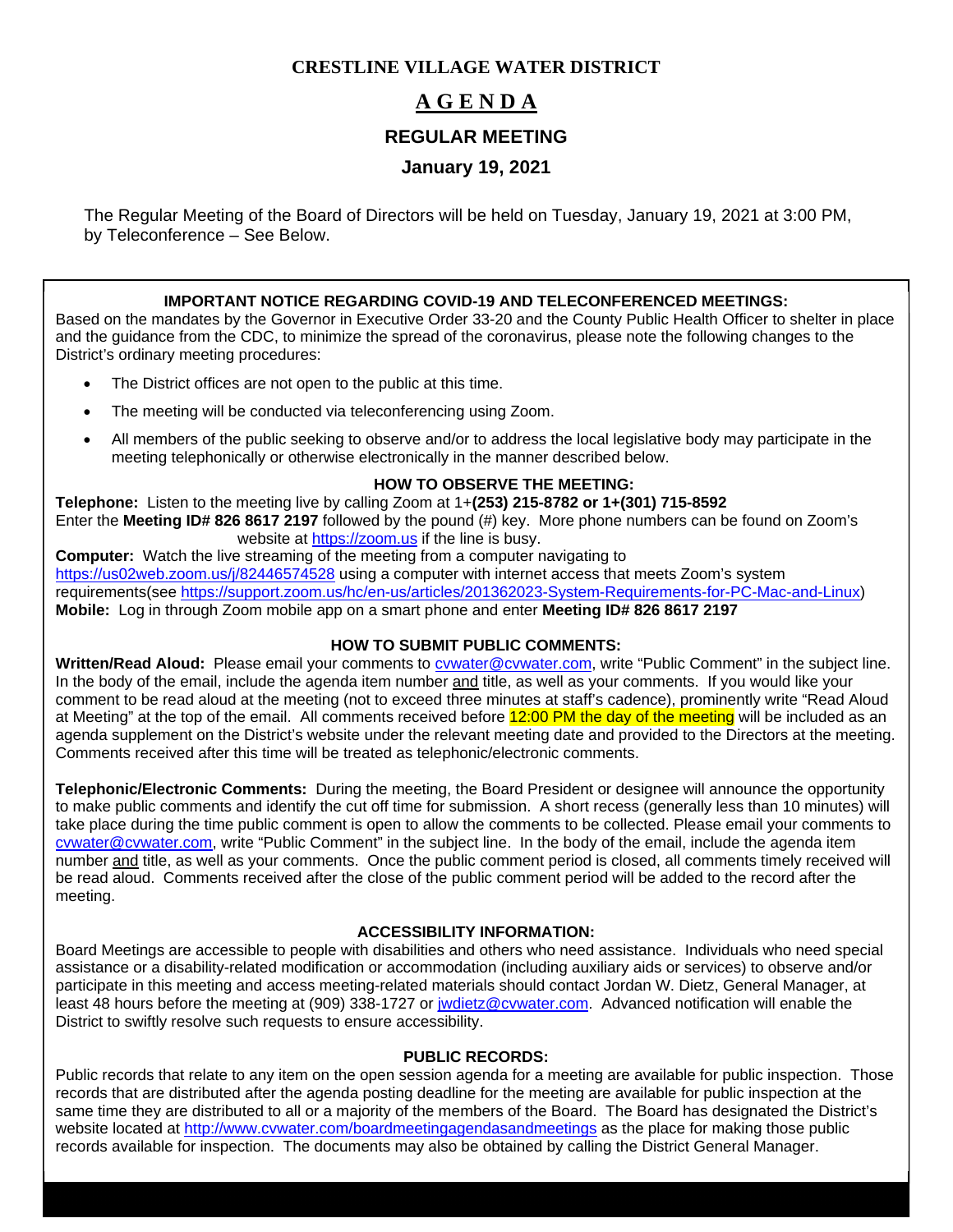**CRESTLINE VILLAGE WATER DISTRICT**

# A G E N D A

## REGULAR MEETING

## January 19, 2021

The Regular Meeting of the Board of Directors will be held on Tuesday, January 19, 2021 at 3:00 PM, by Teleconference – See Below.

### IMPORTANT NOTICE REGARDING COVID-19 AND TELECONFERENCED MEETINGS:

Based on the mandates by the Governor in Executive Order 33-20 and the County Public Health Officer to shelter in place and the guidance from the CDC, to minimize the spread of the coronavirus, please note the following changes to the District's ordinary meeting procedures:

- The District offices are not open to the public at this time.
- The meeting will be conducted via teleconferencing using Zoom.
- All members of the public seeking to observe and/or to address the local legislative body may participate in the meeting telephonically or otherwise electronically in the manner described below.

### HOW TO OBSERVE THE MEETING:

**Telephone:** Listen to the meeting live by calling Zoom at 1+**(253) 215-8782 or 1+(301) 715-8592**
Enter the **Meeting ID# 826 8617 2197** followed by the pound (#) key. More phone numbers can be found on Zoom's website at https://zoom.us if the line is busy.
**Computer:** Watch the live streaming of the meeting from a computer navigating to https://us02web.zoom.us/j/82446574528 using a computer with internet access that meets Zoom's system requirements(see https://support.zoom.us/hc/en-us/articles/201362023-System-Requirements-for-PC-Mac-and-Linux)
**Mobile:** Log in through Zoom mobile app on a smart phone and enter **Meeting ID# 826 8617 2197**

### HOW TO SUBMIT PUBLIC COMMENTS:

**Written/Read Aloud:** Please email your comments to cvwater@cvwater.com, write "Public Comment" in the subject line. In the body of the email, include the agenda item number and title, as well as your comments. If you would like your comment to be read aloud at the meeting (not to exceed three minutes at staff's cadence), prominently write "Read Aloud at Meeting" at the top of the email. All comments received before 12:00 PM the day of the meeting will be included as an agenda supplement on the District's website under the relevant meeting date and provided to the Directors at the meeting. Comments received after this time will be treated as telephonic/electronic comments.

**Telephonic/Electronic Comments:** During the meeting, the Board President or designee will announce the opportunity to make public comments and identify the cut off time for submission. A short recess (generally less than 10 minutes) will take place during the time public comment is open to allow the comments to be collected. Please email your comments to cvwater@cvwater.com, write "Public Comment" in the subject line. In the body of the email, include the agenda item number and title, as well as your comments. Once the public comment period is closed, all comments timely received will be read aloud. Comments received after the close of the public comment period will be added to the record after the meeting.

### ACCESSIBILITY INFORMATION:

Board Meetings are accessible to people with disabilities and others who need assistance. Individuals who need special assistance or a disability-related modification or accommodation (including auxiliary aids or services) to observe and/or participate in this meeting and access meeting-related materials should contact Jordan W. Dietz, General Manager, at least 48 hours before the meeting at (909) 338-1727 or jwdietz@cvwater.com. Advanced notification will enable the District to swiftly resolve such requests to ensure accessibility.

### PUBLIC RECORDS:

Public records that relate to any item on the open session agenda for a meeting are available for public inspection. Those records that are distributed after the agenda posting deadline for the meeting are available for public inspection at the same time they are distributed to all or a majority of the members of the Board. The Board has designated the District's website located at http://www.cvwater.com/boardmeetingagendasandmeetings as the place for making those public records available for inspection. The documents may also be obtained by calling the District General Manager.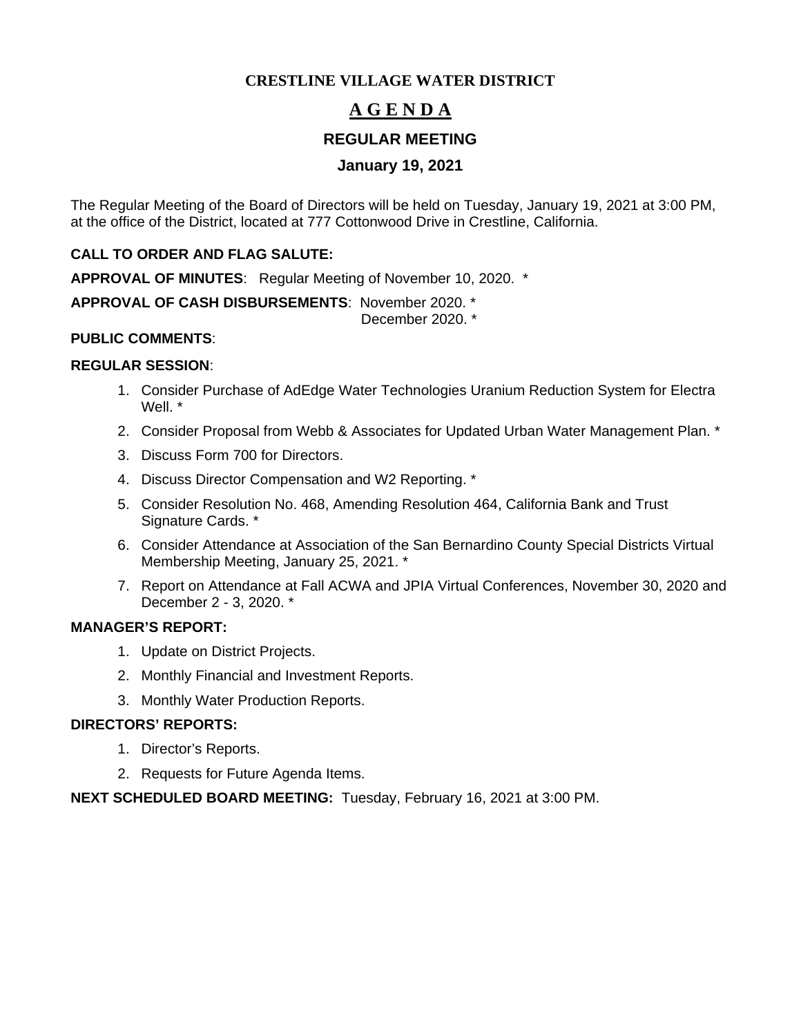**CRESTLINE VILLAGE WATER DISTRICT**

# A G E N D A

## REGULAR MEETING

### January 19, 2021

The Regular Meeting of the Board of Directors will be held on Tuesday, January 19, 2021 at 3:00 PM, at the office of the District, located at 777 Cottonwood Drive in Crestline, California.

**CALL TO ORDER AND FLAG SALUTE:**

**APPROVAL OF MINUTES**: Regular Meeting of November 10, 2020. *

**APPROVAL OF CASH DISBURSEMENTS**: November 2020. *
December 2020. *

**PUBLIC COMMENTS**:

**REGULAR SESSION**:

1. Consider Purchase of AdEdge Water Technologies Uranium Reduction System for Electra Well. *
2. Consider Proposal from Webb & Associates for Updated Urban Water Management Plan. *
3. Discuss Form 700 for Directors.
4. Discuss Director Compensation and W2 Reporting. *
5. Consider Resolution No. 468, Amending Resolution 464, California Bank and Trust Signature Cards. *
6. Consider Attendance at Association of the San Bernardino County Special Districts Virtual Membership Meeting, January 25, 2021. *
7. Report on Attendance at Fall ACWA and JPIA Virtual Conferences, November 30, 2020 and December 2 - 3, 2020. *

**MANAGER'S REPORT:**

1. Update on District Projects.
2. Monthly Financial and Investment Reports.
3. Monthly Water Production Reports.

**DIRECTORS' REPORTS:**

1. Director's Reports.
2. Requests for Future Agenda Items.

**NEXT SCHEDULED BOARD MEETING:** Tuesday, February 16, 2021 at 3:00 PM.